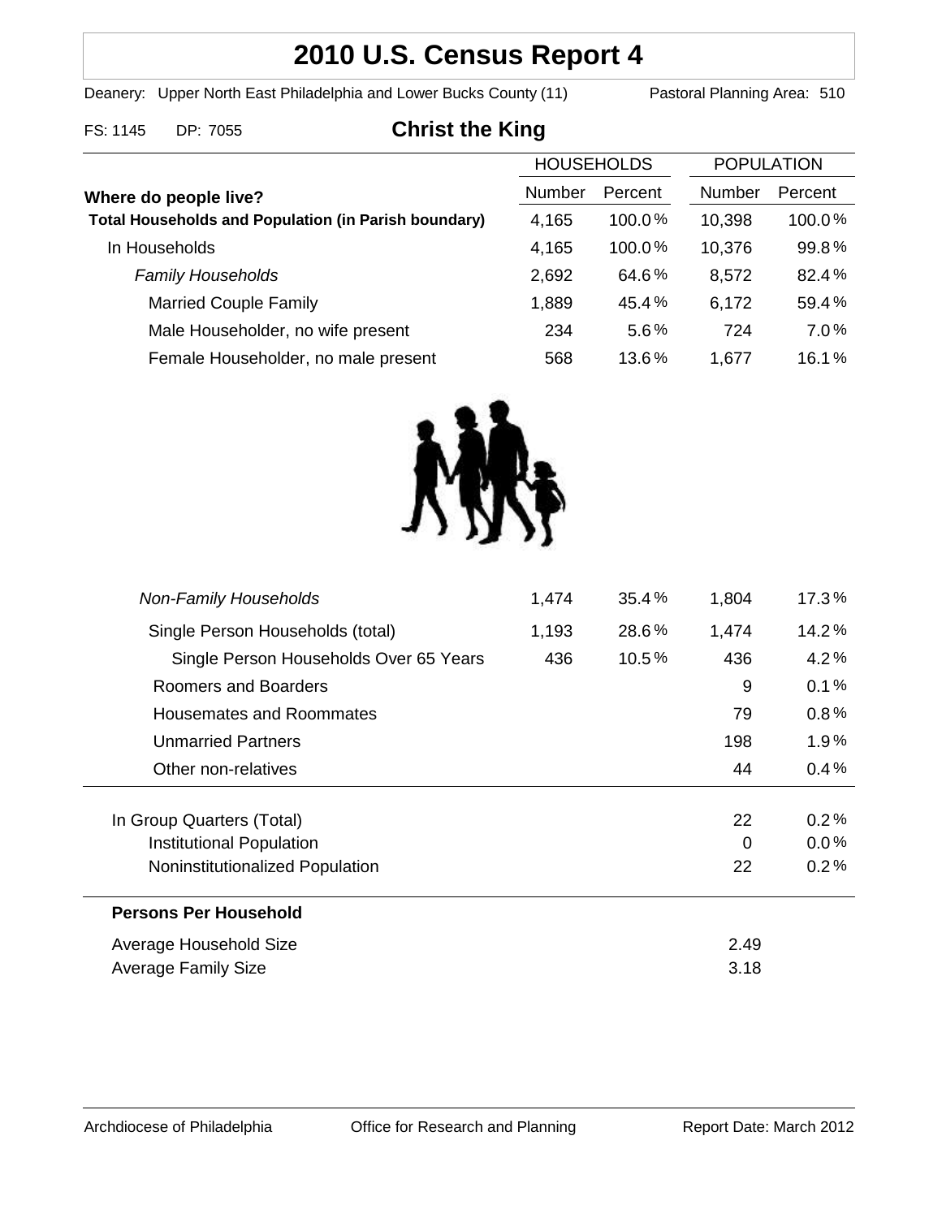# 2010 U.S. Census Report 4

Deanery: Upper North East Philadelphia and Lower Bucks County (11) Pastoral Planning Area: 510

FS: 1145 DP: 7055

## Christ the King

| Where do people live? | HOUSEHOLDS Number | HOUSEHOLDS Percent | POPULATION Number | POPULATION Percent |
|---|---|---|---|---|
| **Total Households and Population (in Parish boundary)** | 4,165 | 100.0 % | 10,398 | 100.0 % |
| In Households | 4,165 | 100.0 % | 10,376 | 99.8 % |
| *Family Households* | 2,692 | 64.6 % | 8,572 | 82.4 % |
| Married Couple Family | 1,889 | 45.4 % | 6,172 | 59.4 % |
| Male Householder, no wife present | 234 | 5.6 % | 724 | 7.0 % |
| Female Householder, no male present | 568 | 13.6 % | 1,677 | 16.1 % |
| *Non-Family Households* | 1,474 | 35.4 % | 1,804 | 17.3 % |
| Single Person Households (total) | 1,193 | 28.6 % | 1,474 | 14.2 % |
| Single Person Households Over 65 Years | 436 | 10.5 % | 436 | 4.2 % |
| Roomers and Boarders | | | 9 | 0.1 % |
| Housemates and Roommates | | | 79 | 0.8 % |
| Unmarried Partners | | | 198 | 1.9 % |
| Other non-relatives | | | 44 | 0.4 % |
| In Group Quarters (Total) | | | 22 | 0.2 % |
| Institutional Population | | | 0 | 0.0 % |
| Noninstitutionalized Population | | | 22 | 0.2 % |

**Persons Per Household**

| | |
|---|---|
| Average Household Size | 2.49 |
| Average Family Size | 3.18 |

Archdiocese of Philadelphia Office for Research and Planning Report Date: March 2012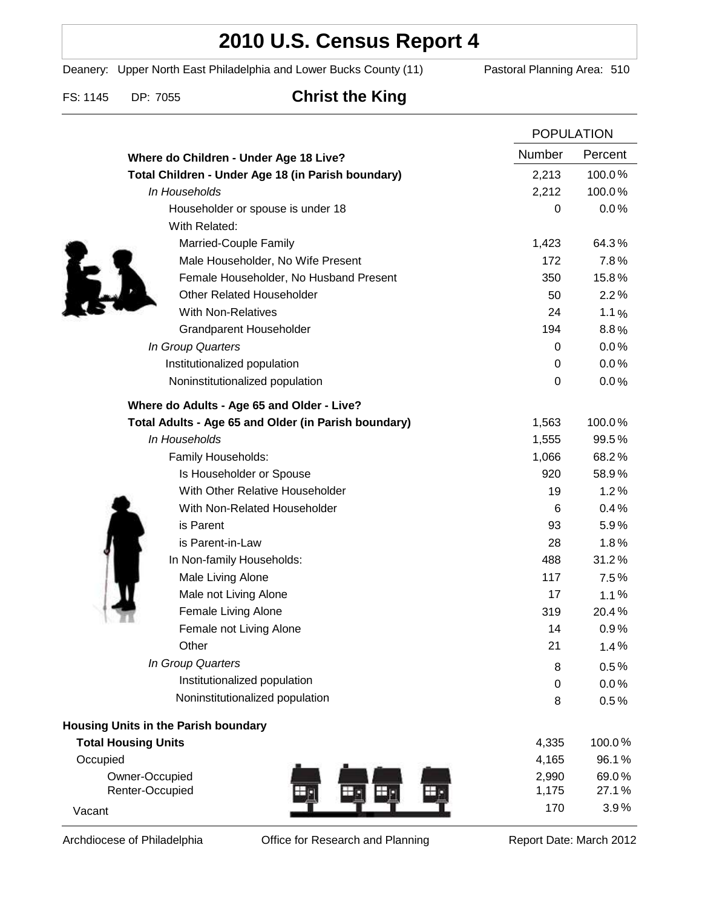# 2010 U.S. Census Report 4

Deanery: Upper North East Philadelphia and Lower Bucks County (11) Pastoral Planning Area: 510

FS: 1145 DP: 7055

## Christ the King

| | POPULATION | |
|---|---|---|
| | Number | Percent |
| **Where do Children - Under Age 18 Live?** | | |
| **Total Children - Under Age 18 (in Parish boundary)** | 2,213 | 100.0% |
| *In Households* | 2,212 | 100.0% |
| Householder or spouse is under 18 | 0 | 0.0% |
| With Related: | | |
| Married-Couple Family | 1,423 | 64.3% |
| Male Householder, No Wife Present | 172 | 7.8% |
| Female Householder, No Husband Present | 350 | 15.8% |
| Other Related Householder | 50 | 2.2% |
| With Non-Relatives | 24 | 1.1% |
| Grandparent Householder | 194 | 8.8% |
| *In Group Quarters* | 0 | 0.0% |
| Institutionalized population | 0 | 0.0% |
| Noninstitutionalized population | 0 | 0.0% |
| **Where do Adults - Age 65 and Older - Live?** | | |
| **Total Adults - Age 65 and Older (in Parish boundary)** | 1,563 | 100.0% |
| *In Households* | 1,555 | 99.5% |
| Family Households: | 1,066 | 68.2% |
| Is Householder or Spouse | 920 | 58.9% |
| With Other Relative Householder | 19 | 1.2% |
| With Non-Related Householder | 6 | 0.4% |
| is Parent | 93 | 5.9% |
| is Parent-in-Law | 28 | 1.8% |
| In Non-family Households: | 488 | 31.2% |
| Male Living Alone | 117 | 7.5% |
| Male not Living Alone | 17 | 1.1% |
| Female Living Alone | 319 | 20.4% |
| Female not Living Alone | 14 | 0.9% |
| Other | 21 | 1.4% |
| *In Group Quarters* | 8 | 0.5% |
| Institutionalized population | 0 | 0.0% |
| Noninstitutionalized population | 8 | 0.5% |
| **Housing Units in the Parish boundary** | | |
| **Total Housing Units** | 4,335 | 100.0% |
| Occupied | 4,165 | 96.1% |
| Owner-Occupied | 2,990 | 69.0% |
| Renter-Occupied | 1,175 | 27.1% |
| Vacant | 170 | 3.9% |

Archdiocese of Philadelphia Office for Research and Planning Report Date: March 2012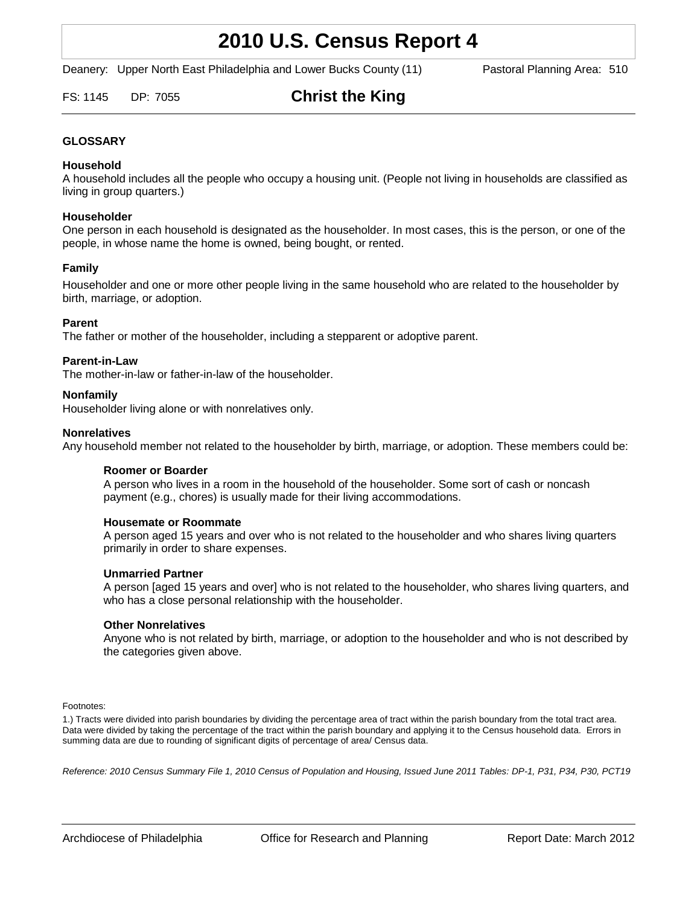# 2010 U.S. Census Report 4

Deanery: Upper North East Philadelphia and Lower Bucks County (11)    Pastoral Planning Area: 510

FS: 1145    DP: 7055    **Christ the King**

## GLOSSARY

### Household
A household includes all the people who occupy a housing unit. (People not living in households are classified as living in group quarters.)

### Householder
One person in each household is designated as the householder. In most cases, this is the person, or one of the people, in whose name the home is owned, being bought, or rented.

### Family
Householder and one or more other people living in the same household who are related to the householder by birth, marriage, or adoption.

### Parent
The father or mother of the householder, including a stepparent or adoptive parent.

### Parent-in-Law
The mother-in-law or father-in-law of the householder.

### Nonfamily
Householder living alone or with nonrelatives only.

### Nonrelatives
Any household member not related to the householder by birth, marriage, or adoption. These members could be:

#### Roomer or Boarder
A person who lives in a room in the household of the householder. Some sort of cash or noncash payment (e.g., chores) is usually made for their living accommodations.

#### Housemate or Roommate
A person aged 15 years and over who is not related to the householder and who shares living quarters primarily in order to share expenses.

#### Unmarried Partner
A person [aged 15 years and over] who is not related to the householder, who shares living quarters, and who has a close personal relationship with the householder.

#### Other Nonrelatives
Anyone who is not related by birth, marriage, or adoption to the householder and who is not described by the categories given above.

Footnotes:

1.) Tracts were divided into parish boundaries by dividing the percentage area of tract within the parish boundary from the total tract area. Data were divided by taking the percentage of the tract within the parish boundary and applying it to the Census household data. Errors in summing data are due to rounding of significant digits of percentage of area/ Census data.

*Reference: 2010 Census Summary File 1, 2010 Census of Population and Housing, Issued June 2011 Tables: DP-1, P31, P34, P30, PCT19*

Archdiocese of Philadelphia    Office for Research and Planning    Report Date: March 2012